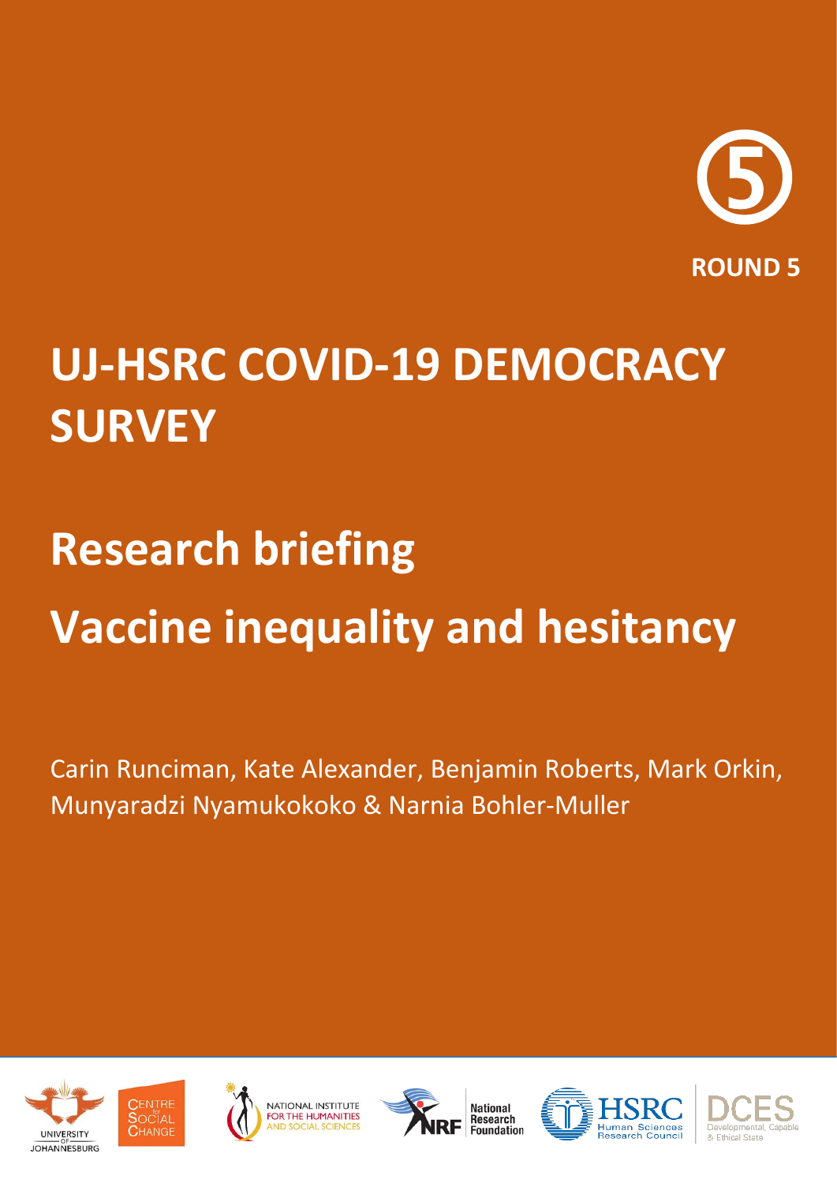⑤

ROUND 5

# UJ-HSRC COVID-19 DEMOCRACY SURVEY

# Research briefing

# Vaccine inequality and hesitancy

Carin Runciman, Kate Alexander, Benjamin Roberts, Mark Orkin, Munyaradzi Nyamukokoko & Narnia Bohler-Muller

UNIVERSITY OF JOHANNESBURG

CENTRE for SOCIAL CHANGE

NATIONAL INSTITUTE FOR THE HUMANITIES AND SOCIAL SCIENCES

NRF National Research Foundation

HSRC Human Sciences Research Council

DCES Developmental, Capable & Ethical State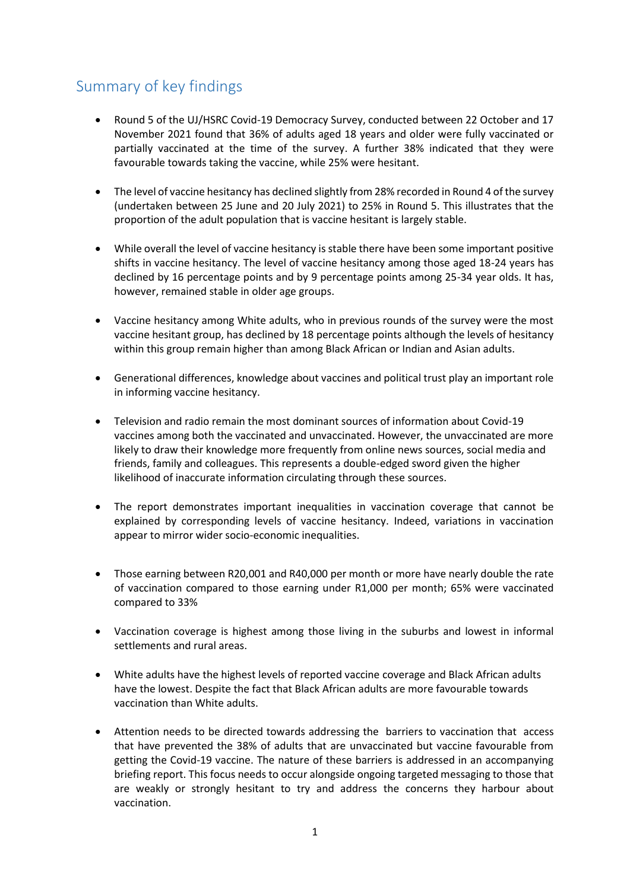## Summary of key findings

- Round 5 of the UJ/HSRC Covid-19 Democracy Survey, conducted between 22 October and 17 November 2021 found that 36% of adults aged 18 years and older were fully vaccinated or partially vaccinated at the time of the survey. A further 38% indicated that they were favourable towards taking the vaccine, while 25% were hesitant.
- The level of vaccine hesitancy has declined slightly from 28% recorded in Round 4 of the survey (undertaken between 25 June and 20 July 2021) to 25% in Round 5. This illustrates that the proportion of the adult population that is vaccine hesitant is largely stable.
- While overall the level of vaccine hesitancy is stable there have been some important positive shifts in vaccine hesitancy. The level of vaccine hesitancy among those aged 18-24 years has declined by 16 percentage points and by 9 percentage points among 25-34 year olds. It has, however, remained stable in older age groups.
- Vaccine hesitancy among White adults, who in previous rounds of the survey were the most vaccine hesitant group, has declined by 18 percentage points although the levels of hesitancy within this group remain higher than among Black African or Indian and Asian adults.
- Generational differences, knowledge about vaccines and political trust play an important role in informing vaccine hesitancy.
- Television and radio remain the most dominant sources of information about Covid-19 vaccines among both the vaccinated and unvaccinated. However, the unvaccinated are more likely to draw their knowledge more frequently from online news sources, social media and friends, family and colleagues. This represents a double-edged sword given the higher likelihood of inaccurate information circulating through these sources.
- The report demonstrates important inequalities in vaccination coverage that cannot be explained by corresponding levels of vaccine hesitancy. Indeed, variations in vaccination appear to mirror wider socio-economic inequalities.
- Those earning between R20,001 and R40,000 per month or more have nearly double the rate of vaccination compared to those earning under R1,000 per month; 65% were vaccinated compared to 33%
- Vaccination coverage is highest among those living in the suburbs and lowest in informal settlements and rural areas.
- White adults have the highest levels of reported vaccine coverage and Black African adults have the lowest. Despite the fact that Black African adults are more favourable towards vaccination than White adults.
- Attention needs to be directed towards addressing the barriers to vaccination that access that have prevented the 38% of adults that are unvaccinated but vaccine favourable from getting the Covid-19 vaccine. The nature of these barriers is addressed in an accompanying briefing report. This focus needs to occur alongside ongoing targeted messaging to those that are weakly or strongly hesitant to try and address the concerns they harbour about vaccination.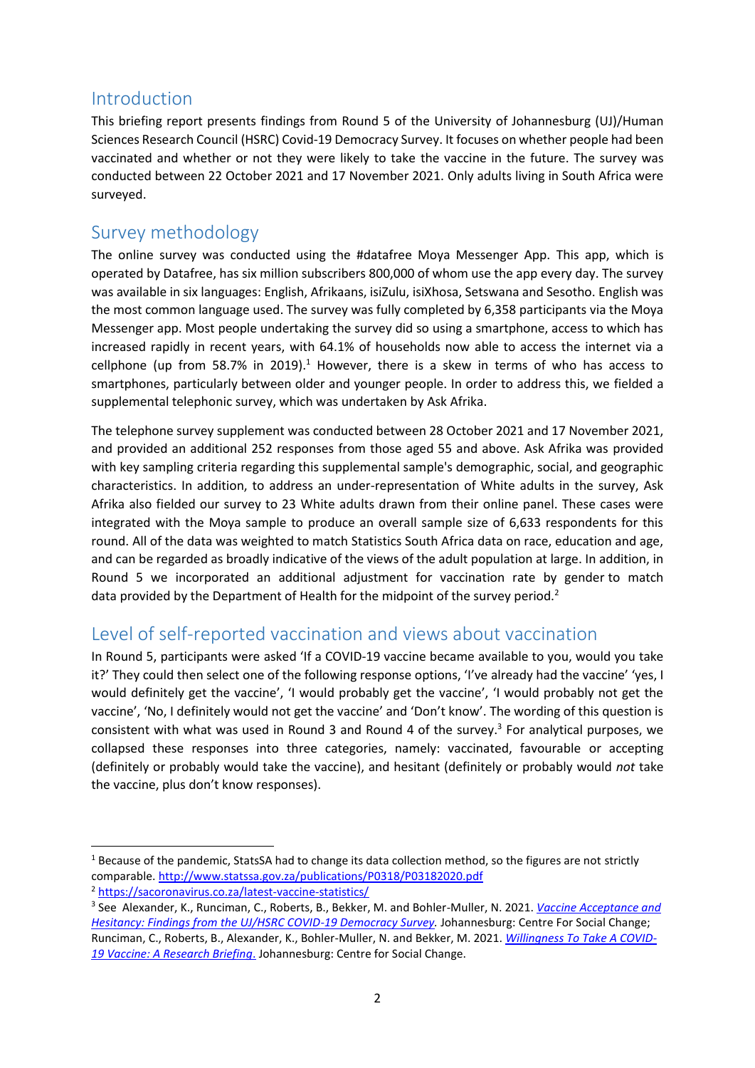## Introduction

This briefing report presents findings from Round 5 of the University of Johannesburg (UJ)/Human Sciences Research Council (HSRC) Covid-19 Democracy Survey. It focuses on whether people had been vaccinated and whether or not they were likely to take the vaccine in the future. The survey was conducted between 22 October 2021 and 17 November 2021. Only adults living in South Africa were surveyed.

## Survey methodology

The online survey was conducted using the #datafree Moya Messenger App. This app, which is operated by Datafree, has six million subscribers 800,000 of whom use the app every day. The survey was available in six languages: English, Afrikaans, isiZulu, isiXhosa, Setswana and Sesotho. English was the most common language used. The survey was fully completed by 6,358 participants via the Moya Messenger app. Most people undertaking the survey did so using a smartphone, access to which has increased rapidly in recent years, with 64.1% of households now able to access the internet via a cellphone (up from 58.7% in 2019).[1] However, there is a skew in terms of who has access to smartphones, particularly between older and younger people. In order to address this, we fielded a supplemental telephonic survey, which was undertaken by Ask Afrika.

The telephone survey supplement was conducted between 28 October 2021 and 17 November 2021, and provided an additional 252 responses from those aged 55 and above. Ask Afrika was provided with key sampling criteria regarding this supplemental sample's demographic, social, and geographic characteristics. In addition, to address an under-representation of White adults in the survey, Ask Afrika also fielded our survey to 23 White adults drawn from their online panel. These cases were integrated with the Moya sample to produce an overall sample size of 6,633 respondents for this round. All of the data was weighted to match Statistics South Africa data on race, education and age, and can be regarded as broadly indicative of the views of the adult population at large. In addition, in Round 5 we incorporated an additional adjustment for vaccination rate by gender to match data provided by the Department of Health for the midpoint of the survey period.[2]

## Level of self-reported vaccination and views about vaccination

In Round 5, participants were asked 'If a COVID-19 vaccine became available to you, would you take it?' They could then select one of the following response options, 'I've already had the vaccine' 'yes, I would definitely get the vaccine', 'I would probably get the vaccine', 'I would probably not get the vaccine', 'No, I definitely would not get the vaccine' and 'Don't know'. The wording of this question is consistent with what was used in Round 3 and Round 4 of the survey.[3] For analytical purposes, we collapsed these responses into three categories, namely: vaccinated, favourable or accepting (definitely or probably would take the vaccine), and hesitant (definitely or probably would *not* take the vaccine, plus don't know responses).

---

[1] Because of the pandemic, StatsSA had to change its data collection method, so the figures are not strictly comparable. http://www.statssa.gov.za/publications/P0318/P03182020.pdf

[2] https://sacoronavirus.co.za/latest-vaccine-statistics/

[3] See Alexander, K., Runciman, C., Roberts, B., Bekker, M. and Bohler-Muller, N. 2021. *Vaccine Acceptance and Hesitancy: Findings from the UJ/HSRC COVID-19 Democracy Survey*. Johannesburg: Centre For Social Change; Runciman, C., Roberts, B., Alexander, K., Bohler-Muller, N. and Bekker, M. 2021. *Willingness To Take A COVID-19 Vaccine: A Research Briefing*. Johannesburg: Centre for Social Change.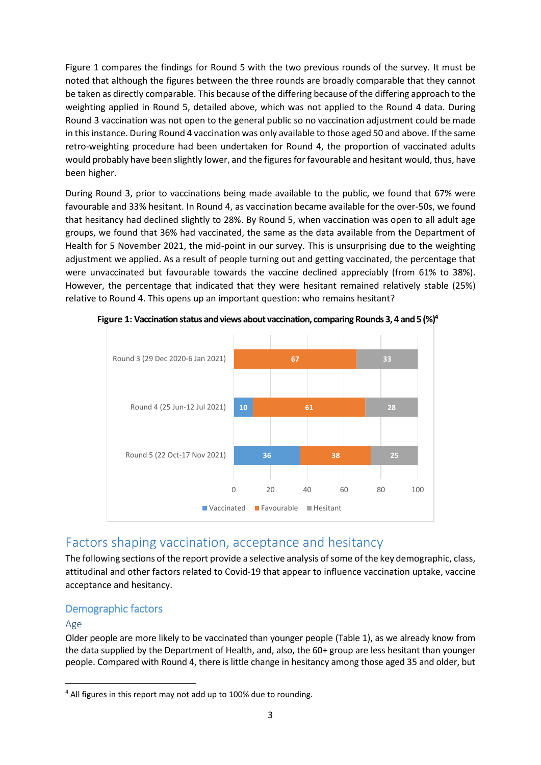Figure 1 compares the findings for Round 5 with the two previous rounds of the survey. It must be noted that although the figures between the three rounds are broadly comparable that they cannot be taken as directly comparable. This because of the differing because of the differing approach to the weighting applied in Round 5, detailed above, which was not applied to the Round 4 data. During Round 3 vaccination was not open to the general public so no vaccination adjustment could be made in this instance. During Round 4 vaccination was only available to those aged 50 and above. If the same retro-weighting procedure had been undertaken for Round 4, the proportion of vaccinated adults would probably have been slightly lower, and the figures for favourable and hesitant would, thus, have been higher.

During Round 3, prior to vaccinations being made available to the public, we found that 67% were favourable and 33% hesitant. In Round 4, as vaccination became available for the over-50s, we found that hesitancy had declined slightly to 28%. By Round 5, when vaccination was open to all adult age groups, we found that 36% had vaccinated, the same as the data available from the Department of Health for 5 November 2021, the mid-point in our survey. This is unsurprising due to the weighting adjustment we applied. As a result of people turning out and getting vaccinated, the percentage that were unvaccinated but favourable towards the vaccine declined appreciably (from 61% to 38%). However, the percentage that indicated that they were hesitant remained relatively stable (25%) relative to Round 4. This opens up an important question: who remains hesitant?

**Figure 1: Vaccination status and views about vaccination, comparing Rounds 3, 4 and 5 (%)**[4]

| Round | Vaccinated | Favourable | Hesitant |
|---|---|---|---|
| Round 3 (29 Dec 2020-6 Jan 2021) | | 67 | 33 |
| Round 4 (25 Jun-12 Jul 2021) | 10 | 61 | 28 |
| Round 5 (22 Oct-17 Nov 2021) | 36 | 38 | 25 |

## Factors shaping vaccination, acceptance and hesitancy

The following sections of the report provide a selective analysis of some of the key demographic, class, attitudinal and other factors related to Covid-19 that appear to influence vaccination uptake, vaccine acceptance and hesitancy.

### Demographic factors

#### Age

Older people are more likely to be vaccinated than younger people (Table 1), as we already know from the data supplied by the Department of Health, and, also, the 60+ group are less hesitant than younger people. Compared with Round 4, there is little change in hesitancy among those aged 35 and older, but

[4] All figures in this report may not add up to 100% due to rounding.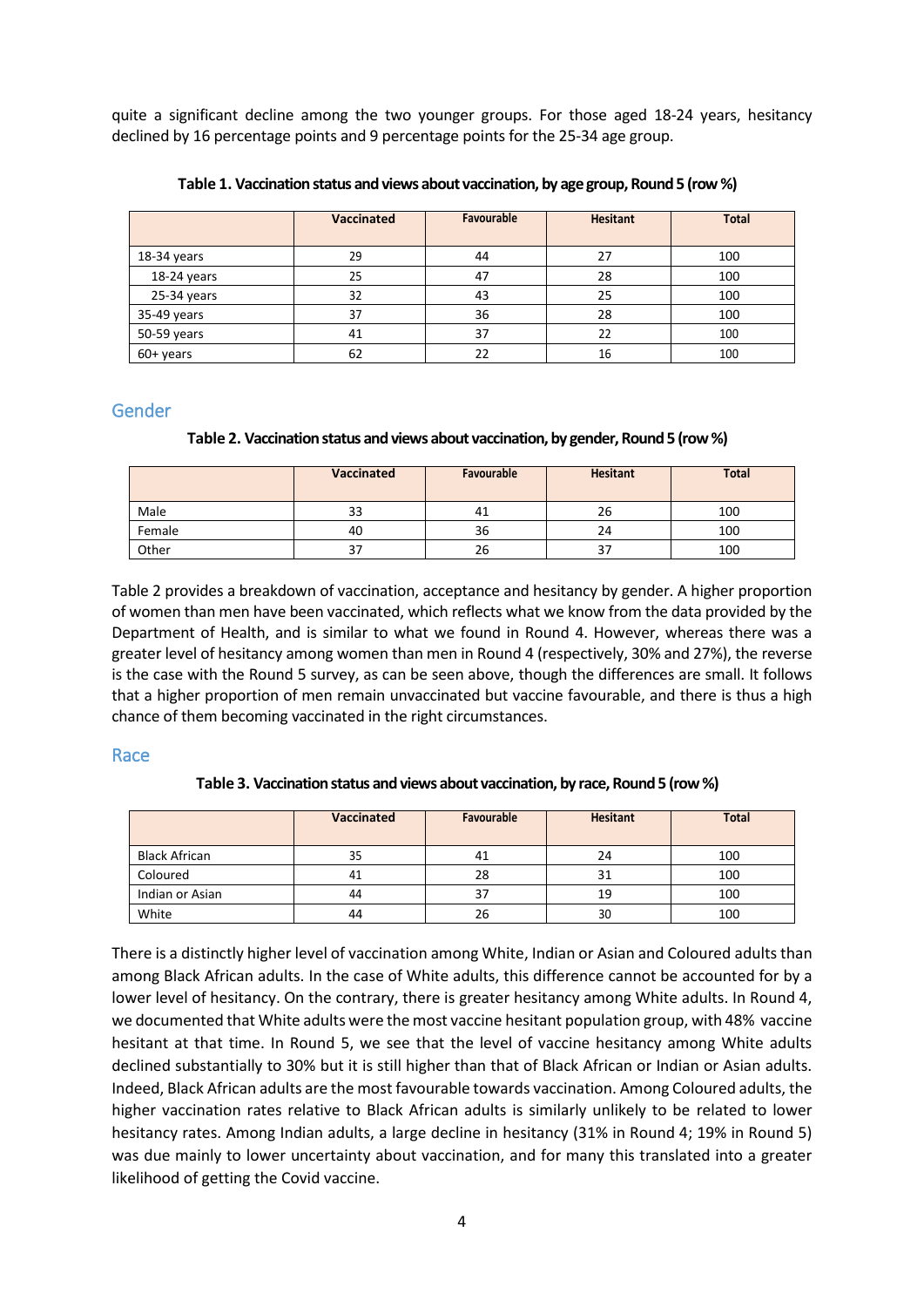quite a significant decline among the two younger groups. For those aged 18-24 years, hesitancy declined by 16 percentage points and 9 percentage points for the 25-34 age group.

**Table 1. Vaccination status and views about vaccination, by age group, Round 5 (row %)**

| | Vaccinated | Favourable | Hesitant | Total |
|---|---|---|---|---|
| 18-34 years | 29 | 44 | 27 | 100 |
| 18-24 years | 25 | 47 | 28 | 100 |
| 25-34 years | 32 | 43 | 25 | 100 |
| 35-49 years | 37 | 36 | 28 | 100 |
| 50-59 years | 41 | 37 | 22 | 100 |
| 60+ years | 62 | 22 | 16 | 100 |

## Gender

**Table 2. Vaccination status and views about vaccination, by gender, Round 5 (row %)**

| | Vaccinated | Favourable | Hesitant | Total |
|---|---|---|---|---|
| Male | 33 | 41 | 26 | 100 |
| Female | 40 | 36 | 24 | 100 |
| Other | 37 | 26 | 37 | 100 |

Table 2 provides a breakdown of vaccination, acceptance and hesitancy by gender. A higher proportion of women than men have been vaccinated, which reflects what we know from the data provided by the Department of Health, and is similar to what we found in Round 4. However, whereas there was a greater level of hesitancy among women than men in Round 4 (respectively, 30% and 27%), the reverse is the case with the Round 5 survey, as can be seen above, though the differences are small. It follows that a higher proportion of men remain unvaccinated but vaccine favourable, and there is thus a high chance of them becoming vaccinated in the right circumstances.

## Race

**Table 3. Vaccination status and views about vaccination, by race, Round 5 (row %)**

| | Vaccinated | Favourable | Hesitant | Total |
|---|---|---|---|---|
| Black African | 35 | 41 | 24 | 100 |
| Coloured | 41 | 28 | 31 | 100 |
| Indian or Asian | 44 | 37 | 19 | 100 |
| White | 44 | 26 | 30 | 100 |

There is a distinctly higher level of vaccination among White, Indian or Asian and Coloured adults than among Black African adults. In the case of White adults, this difference cannot be accounted for by a lower level of hesitancy. On the contrary, there is greater hesitancy among White adults. In Round 4, we documented that White adults were the most vaccine hesitant population group, with 48% vaccine hesitant at that time. In Round 5, we see that the level of vaccine hesitancy among White adults declined substantially to 30% but it is still higher than that of Black African or Indian or Asian adults. Indeed, Black African adults are the most favourable towards vaccination. Among Coloured adults, the higher vaccination rates relative to Black African adults is similarly unlikely to be related to lower hesitancy rates. Among Indian adults, a large decline in hesitancy (31% in Round 4; 19% in Round 5) was due mainly to lower uncertainty about vaccination, and for many this translated into a greater likelihood of getting the Covid vaccine.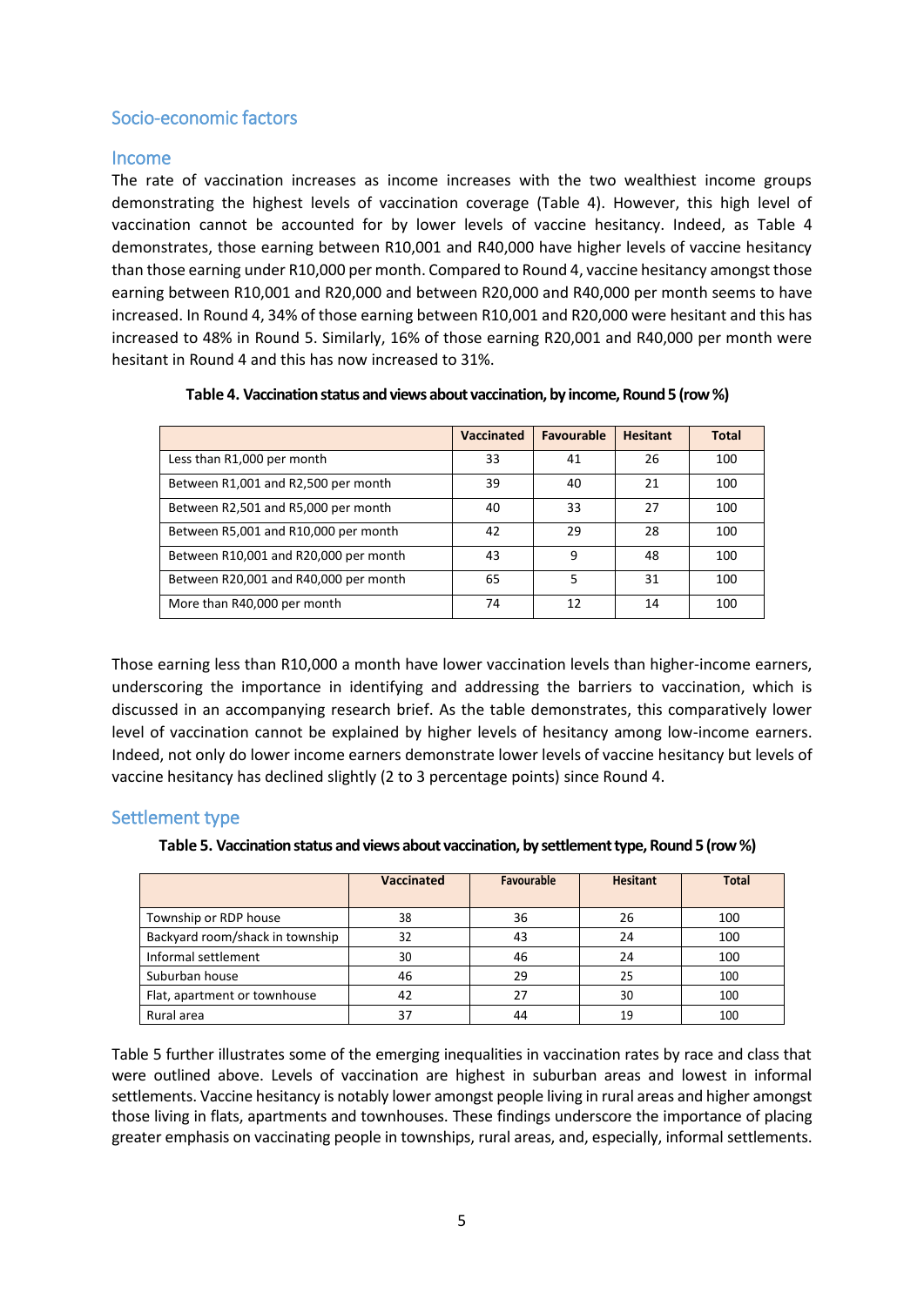## Socio-economic factors

### Income

The rate of vaccination increases as income increases with the two wealthiest income groups demonstrating the highest levels of vaccination coverage (Table 4). However, this high level of vaccination cannot be accounted for by lower levels of vaccine hesitancy. Indeed, as Table 4 demonstrates, those earning between R10,001 and R40,000 have higher levels of vaccine hesitancy than those earning under R10,000 per month. Compared to Round 4, vaccine hesitancy amongst those earning between R10,001 and R20,000 and between R20,000 and R40,000 per month seems to have increased. In Round 4, 34% of those earning between R10,001 and R20,000 were hesitant and this has increased to 48% in Round 5. Similarly, 16% of those earning R20,001 and R40,000 per month were hesitant in Round 4 and this has now increased to 31%.

**Table 4. Vaccination status and views about vaccination, by income, Round 5 (row %)**

| | Vaccinated | Favourable | Hesitant | Total |
|---|---|---|---|---|
| Less than R1,000 per month | 33 | 41 | 26 | 100 |
| Between R1,001 and R2,500 per month | 39 | 40 | 21 | 100 |
| Between R2,501 and R5,000 per month | 40 | 33 | 27 | 100 |
| Between R5,001 and R10,000 per month | 42 | 29 | 28 | 100 |
| Between R10,001 and R20,000 per month | 43 | 9 | 48 | 100 |
| Between R20,001 and R40,000 per month | 65 | 5 | 31 | 100 |
| More than R40,000 per month | 74 | 12 | 14 | 100 |

Those earning less than R10,000 a month have lower vaccination levels than higher-income earners, underscoring the importance in identifying and addressing the barriers to vaccination, which is discussed in an accompanying research brief. As the table demonstrates, this comparatively lower level of vaccination cannot be explained by higher levels of hesitancy among low-income earners. Indeed, not only do lower income earners demonstrate lower levels of vaccine hesitancy but levels of vaccine hesitancy has declined slightly (2 to 3 percentage points) since Round 4.

### Settlement type

**Table 5. Vaccination status and views about vaccination, by settlement type, Round 5 (row %)**

| | Vaccinated | Favourable | Hesitant | Total |
|---|---|---|---|---|
| Township or RDP house | 38 | 36 | 26 | 100 |
| Backyard room/shack in township | 32 | 43 | 24 | 100 |
| Informal settlement | 30 | 46 | 24 | 100 |
| Suburban house | 46 | 29 | 25 | 100 |
| Flat, apartment or townhouse | 42 | 27 | 30 | 100 |
| Rural area | 37 | 44 | 19 | 100 |

Table 5 further illustrates some of the emerging inequalities in vaccination rates by race and class that were outlined above. Levels of vaccination are highest in suburban areas and lowest in informal settlements. Vaccine hesitancy is notably lower amongst people living in rural areas and higher amongst those living in flats, apartments and townhouses. These findings underscore the importance of placing greater emphasis on vaccinating people in townships, rural areas, and, especially, informal settlements.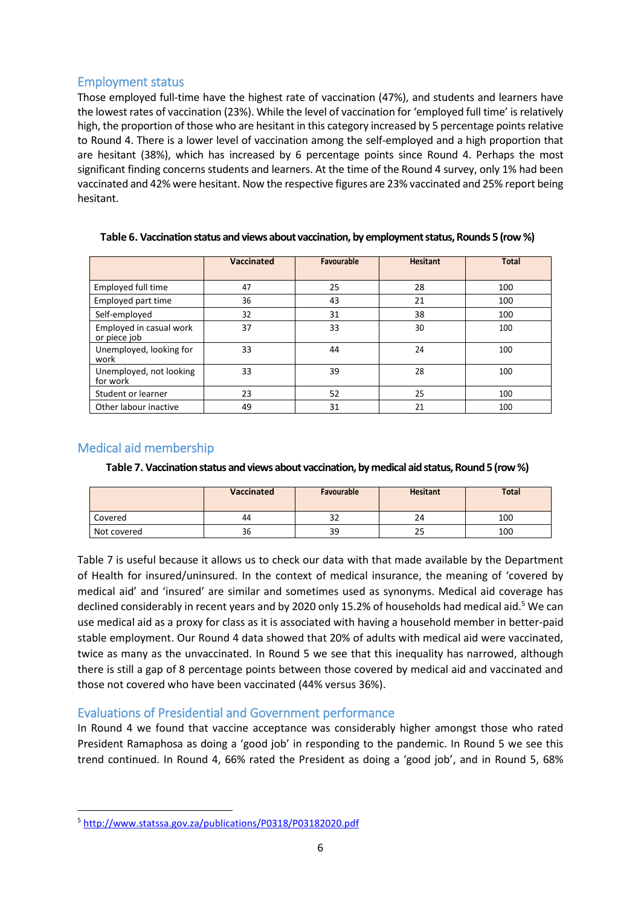## Employment status

Those employed full-time have the highest rate of vaccination (47%), and students and learners have the lowest rates of vaccination (23%). While the level of vaccination for 'employed full time' is relatively high, the proportion of those who are hesitant in this category increased by 5 percentage points relative to Round 4. There is a lower level of vaccination among the self-employed and a high proportion that are hesitant (38%), which has increased by 6 percentage points since Round 4. Perhaps the most significant finding concerns students and learners. At the time of the Round 4 survey, only 1% had been vaccinated and 42% were hesitant. Now the respective figures are 23% vaccinated and 25% report being hesitant.

**Table 6. Vaccination status and views about vaccination, by employment status, Rounds 5 (row %)**

| | Vaccinated | Favourable | Hesitant | Total |
|---|---|---|---|---|
| Employed full time | 47 | 25 | 28 | 100 |
| Employed part time | 36 | 43 | 21 | 100 |
| Self-employed | 32 | 31 | 38 | 100 |
| Employed in casual work or piece job | 37 | 33 | 30 | 100 |
| Unemployed, looking for work | 33 | 44 | 24 | 100 |
| Unemployed, not looking for work | 33 | 39 | 28 | 100 |
| Student or learner | 23 | 52 | 25 | 100 |
| Other labour inactive | 49 | 31 | 21 | 100 |

## Medical aid membership

**Table 7. Vaccination status and views about vaccination, by medical aid status, Round 5 (row %)**

| | Vaccinated | Favourable | Hesitant | Total |
|---|---|---|---|---|
| Covered | 44 | 32 | 24 | 100 |
| Not covered | 36 | 39 | 25 | 100 |

Table 7 is useful because it allows us to check our data with that made available by the Department of Health for insured/uninsured. In the context of medical insurance, the meaning of 'covered by medical aid' and 'insured' are similar and sometimes used as synonyms. Medical aid coverage has declined considerably in recent years and by 2020 only 15.2% of households had medical aid.[5] We can use medical aid as a proxy for class as it is associated with having a household member in better-paid stable employment. Our Round 4 data showed that 20% of adults with medical aid were vaccinated, twice as many as the unvaccinated. In Round 5 we see that this inequality has narrowed, although there is still a gap of 8 percentage points between those covered by medical aid and vaccinated and those not covered who have been vaccinated (44% versus 36%).

## Evaluations of Presidential and Government performance

In Round 4 we found that vaccine acceptance was considerably higher amongst those who rated President Ramaphosa as doing a 'good job' in responding to the pandemic. In Round 5 we see this trend continued. In Round 4, 66% rated the President as doing a 'good job', and in Round 5, 68%

[5] http://www.statssa.gov.za/publications/P0318/P03182020.pdf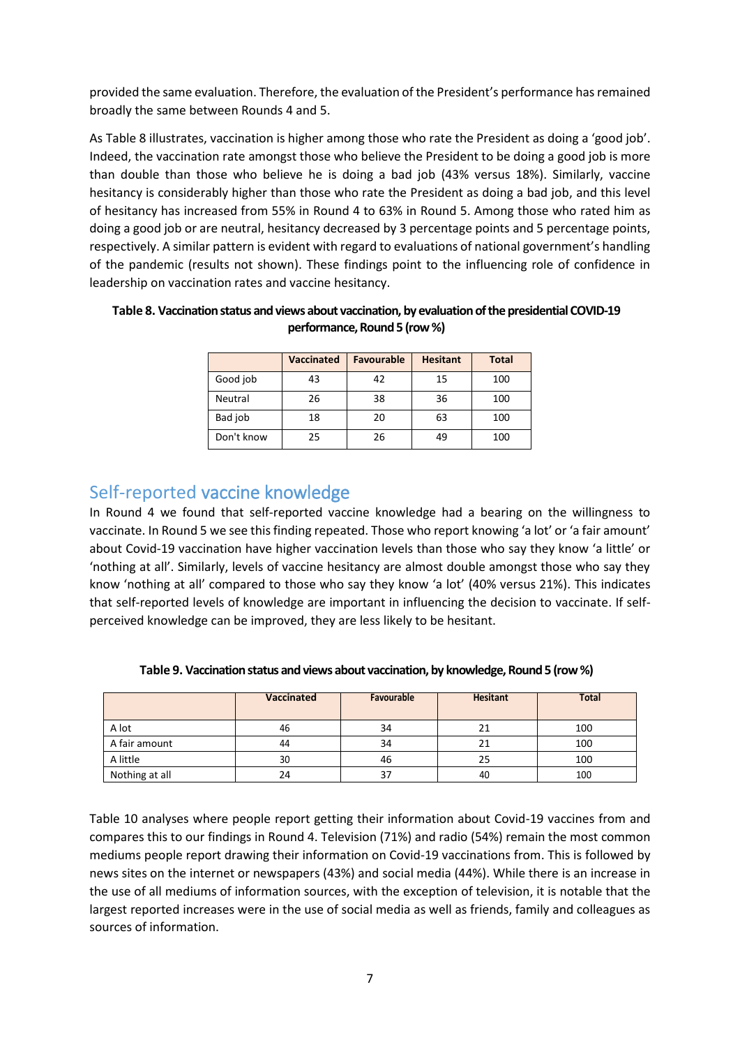provided the same evaluation. Therefore, the evaluation of the President's performance has remained broadly the same between Rounds 4 and 5.

As Table 8 illustrates, vaccination is higher among those who rate the President as doing a 'good job'. Indeed, the vaccination rate amongst those who believe the President to be doing a good job is more than double than those who believe he is doing a bad job (43% versus 18%). Similarly, vaccine hesitancy is considerably higher than those who rate the President as doing a bad job, and this level of hesitancy has increased from 55% in Round 4 to 63% in Round 5. Among those who rated him as doing a good job or are neutral, hesitancy decreased by 3 percentage points and 5 percentage points, respectively. A similar pattern is evident with regard to evaluations of national government's handling of the pandemic (results not shown). These findings point to the influencing role of confidence in leadership on vaccination rates and vaccine hesitancy.

**Table 8. Vaccination status and views about vaccination, by evaluation of the presidential COVID-19 performance, Round 5 (row %)**

| | Vaccinated | Favourable | Hesitant | Total |
|---|---|---|---|---|
| Good job | 43 | 42 | 15 | 100 |
| Neutral | 26 | 38 | 36 | 100 |
| Bad job | 18 | 20 | 63 | 100 |
| Don't know | 25 | 26 | 49 | 100 |

## Self-reported vaccine knowledge

In Round 4 we found that self-reported vaccine knowledge had a bearing on the willingness to vaccinate. In Round 5 we see this finding repeated. Those who report knowing 'a lot' or 'a fair amount' about Covid-19 vaccination have higher vaccination levels than those who say they know 'a little' or 'nothing at all'. Similarly, levels of vaccine hesitancy are almost double amongst those who say they know 'nothing at all' compared to those who say they know 'a lot' (40% versus 21%). This indicates that self-reported levels of knowledge are important in influencing the decision to vaccinate. If self-perceived knowledge can be improved, they are less likely to be hesitant.

**Table 9. Vaccination status and views about vaccination, by knowledge, Round 5 (row %)**

| | Vaccinated | Favourable | Hesitant | Total |
|---|---|---|---|---|
| A lot | 46 | 34 | 21 | 100 |
| A fair amount | 44 | 34 | 21 | 100 |
| A little | 30 | 46 | 25 | 100 |
| Nothing at all | 24 | 37 | 40 | 100 |

Table 10 analyses where people report getting their information about Covid-19 vaccines from and compares this to our findings in Round 4. Television (71%) and radio (54%) remain the most common mediums people report drawing their information on Covid-19 vaccinations from. This is followed by news sites on the internet or newspapers (43%) and social media (44%). While there is an increase in the use of all mediums of information sources, with the exception of television, it is notable that the largest reported increases were in the use of social media as well as friends, family and colleagues as sources of information.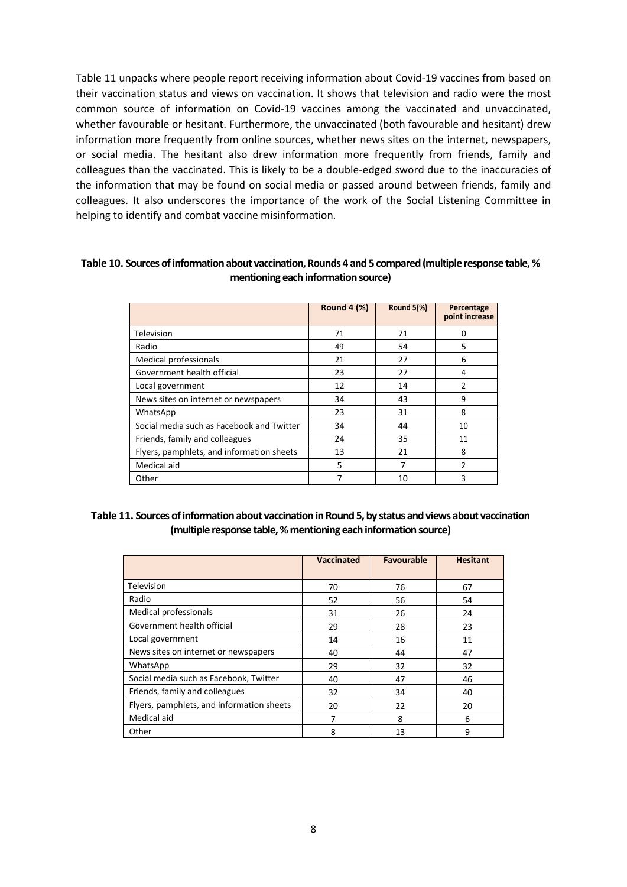Table 11 unpacks where people report receiving information about Covid-19 vaccines from based on their vaccination status and views on vaccination. It shows that television and radio were the most common source of information on Covid-19 vaccines among the vaccinated and unvaccinated, whether favourable or hesitant. Furthermore, the unvaccinated (both favourable and hesitant) drew information more frequently from online sources, whether news sites on the internet, newspapers, or social media. The hesitant also drew information more frequently from friends, family and colleagues than the vaccinated. This is likely to be a double-edged sword due to the inaccuracies of the information that may be found on social media or passed around between friends, family and colleagues. It also underscores the importance of the work of the Social Listening Committee in helping to identify and combat vaccine misinformation.

**Table 10. Sources of information about vaccination, Rounds 4 and 5 compared (multiple response table, % mentioning each information source)**

| | Round 4 (%) | Round 5(%) | Percentage point increase |
|---|---|---|---|
| Television | 71 | 71 | 0 |
| Radio | 49 | 54 | 5 |
| Medical professionals | 21 | 27 | 6 |
| Government health official | 23 | 27 | 4 |
| Local government | 12 | 14 | 2 |
| News sites on internet or newspapers | 34 | 43 | 9 |
| WhatsApp | 23 | 31 | 8 |
| Social media such as Facebook and Twitter | 34 | 44 | 10 |
| Friends, family and colleagues | 24 | 35 | 11 |
| Flyers, pamphlets, and information sheets | 13 | 21 | 8 |
| Medical aid | 5 | 7 | 2 |
| Other | 7 | 10 | 3 |

**Table 11. Sources of information about vaccination in Round 5, by status and views about vaccination (multiple response table, % mentioning each information source)**

| | Vaccinated | Favourable | Hesitant |
|---|---|---|---|
| Television | 70 | 76 | 67 |
| Radio | 52 | 56 | 54 |
| Medical professionals | 31 | 26 | 24 |
| Government health official | 29 | 28 | 23 |
| Local government | 14 | 16 | 11 |
| News sites on internet or newspapers | 40 | 44 | 47 |
| WhatsApp | 29 | 32 | 32 |
| Social media such as Facebook, Twitter | 40 | 47 | 46 |
| Friends, family and colleagues | 32 | 34 | 40 |
| Flyers, pamphlets, and information sheets | 20 | 22 | 20 |
| Medical aid | 7 | 8 | 6 |
| Other | 8 | 13 | 9 |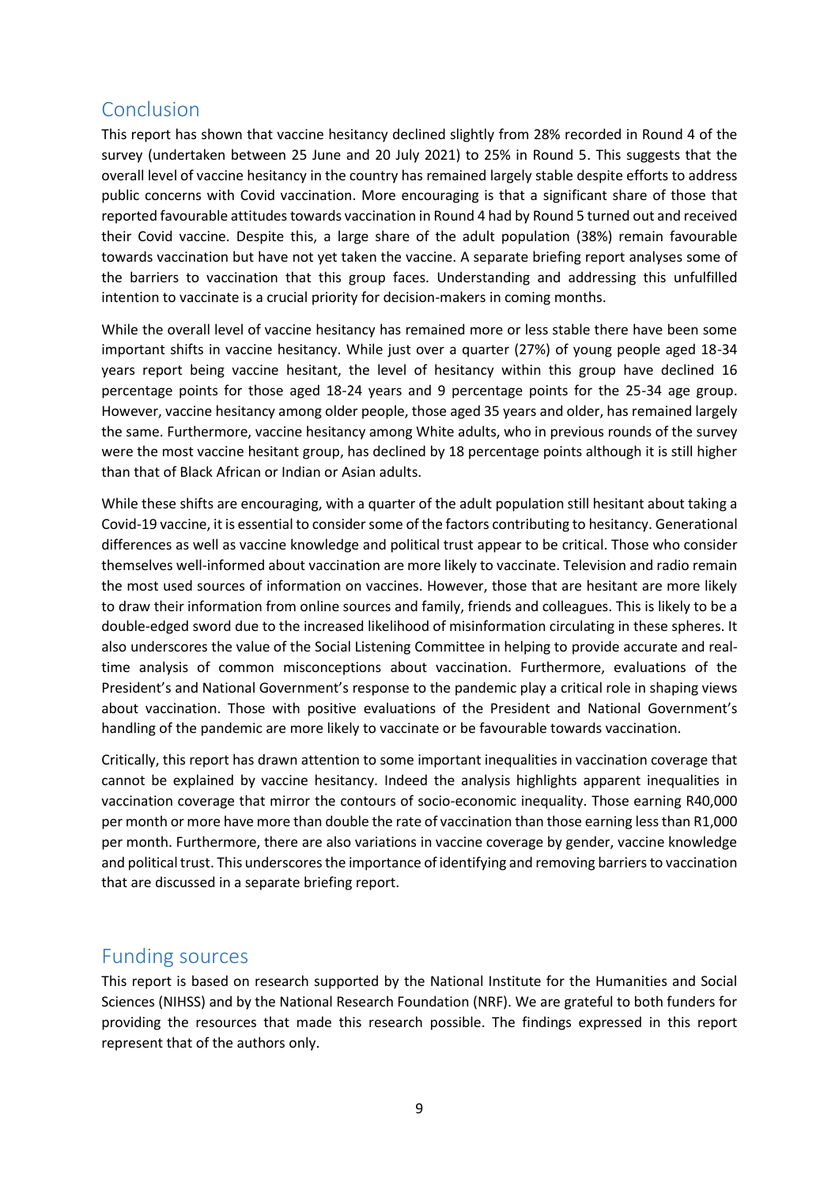## Conclusion

This report has shown that vaccine hesitancy declined slightly from 28% recorded in Round 4 of the survey (undertaken between 25 June and 20 July 2021) to 25% in Round 5. This suggests that the overall level of vaccine hesitancy in the country has remained largely stable despite efforts to address public concerns with Covid vaccination. More encouraging is that a significant share of those that reported favourable attitudes towards vaccination in Round 4 had by Round 5 turned out and received their Covid vaccine. Despite this, a large share of the adult population (38%) remain favourable towards vaccination but have not yet taken the vaccine. A separate briefing report analyses some of the barriers to vaccination that this group faces. Understanding and addressing this unfulfilled intention to vaccinate is a crucial priority for decision-makers in coming months.

While the overall level of vaccine hesitancy has remained more or less stable there have been some important shifts in vaccine hesitancy. While just over a quarter (27%) of young people aged 18-34 years report being vaccine hesitant, the level of hesitancy within this group have declined 16 percentage points for those aged 18-24 years and 9 percentage points for the 25-34 age group. However, vaccine hesitancy among older people, those aged 35 years and older, has remained largely the same. Furthermore, vaccine hesitancy among White adults, who in previous rounds of the survey were the most vaccine hesitant group, has declined by 18 percentage points although it is still higher than that of Black African or Indian or Asian adults.

While these shifts are encouraging, with a quarter of the adult population still hesitant about taking a Covid-19 vaccine, it is essential to consider some of the factors contributing to hesitancy. Generational differences as well as vaccine knowledge and political trust appear to be critical. Those who consider themselves well-informed about vaccination are more likely to vaccinate. Television and radio remain the most used sources of information on vaccines. However, those that are hesitant are more likely to draw their information from online sources and family, friends and colleagues. This is likely to be a double-edged sword due to the increased likelihood of misinformation circulating in these spheres. It also underscores the value of the Social Listening Committee in helping to provide accurate and real-time analysis of common misconceptions about vaccination. Furthermore, evaluations of the President's and National Government's response to the pandemic play a critical role in shaping views about vaccination. Those with positive evaluations of the President and National Government's handling of the pandemic are more likely to vaccinate or be favourable towards vaccination.

Critically, this report has drawn attention to some important inequalities in vaccination coverage that cannot be explained by vaccine hesitancy. Indeed the analysis highlights apparent inequalities in vaccination coverage that mirror the contours of socio-economic inequality. Those earning R40,000 per month or more have more than double the rate of vaccination than those earning less than R1,000 per month. Furthermore, there are also variations in vaccine coverage by gender, vaccine knowledge and political trust. This underscores the importance of identifying and removing barriers to vaccination that are discussed in a separate briefing report.

## Funding sources

This report is based on research supported by the National Institute for the Humanities and Social Sciences (NIHSS) and by the National Research Foundation (NRF). We are grateful to both funders for providing the resources that made this research possible. The findings expressed in this report represent that of the authors only.